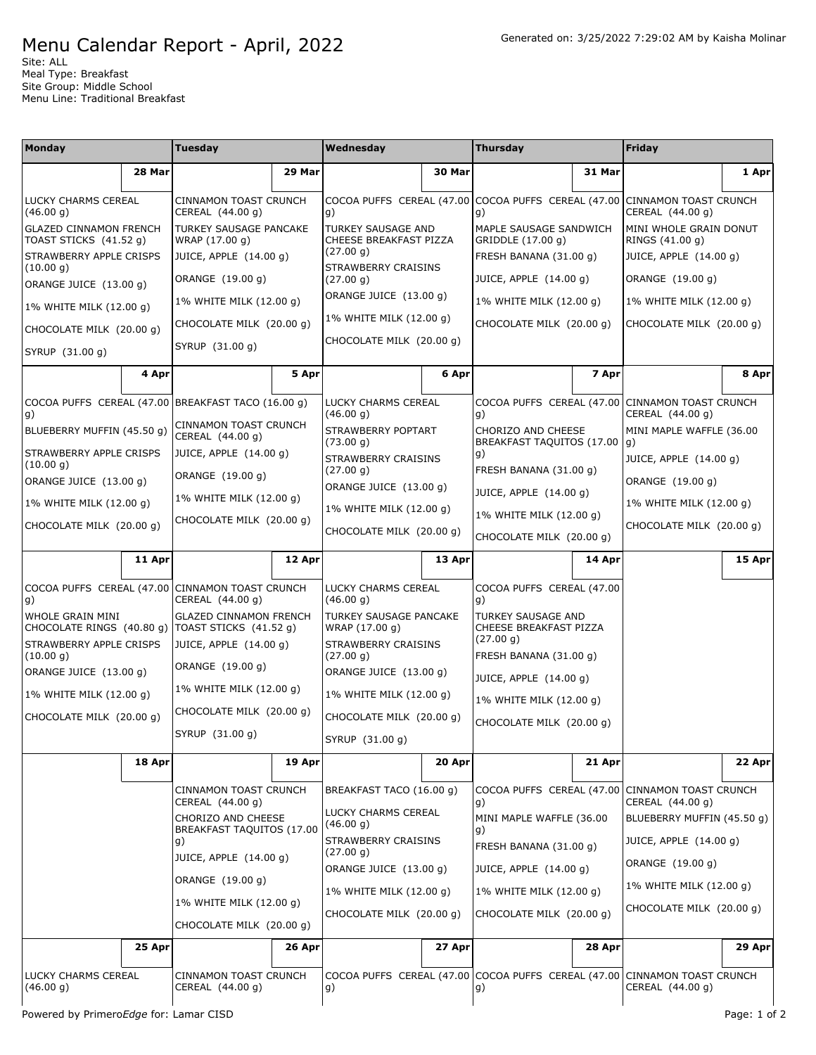# Menu Calendar Report - April, 2022

Generated on: 3/25/2022 7:29:02 AM by Kaisha Molinar

Site: ALL
Meal Type: Breakfast
Site Group: Middle School
Menu Line: Traditional Breakfast

| Monday | Tuesday | Wednesday | Thursday | Friday |
|---|---|---|---|---|
| **28 Mar** | **29 Mar** | **30 Mar** | **31 Mar** | **1 Apr** |
| LUCKY CHARMS CEREAL (46.00 g)<br>GLAZED CINNAMON FRENCH TOAST STICKS (41.52 g)<br>STRAWBERRY APPLE CRISPS (10.00 g)<br>ORANGE JUICE (13.00 g)<br>1% WHITE MILK (12.00 g)<br>CHOCOLATE MILK (20.00 g)<br>SYRUP (31.00 g) | CINNAMON TOAST CRUNCH CEREAL (44.00 g)<br>TURKEY SAUSAGE PANCAKE WRAP (17.00 g)<br>JUICE, APPLE (14.00 g)<br>ORANGE (19.00 g)<br>1% WHITE MILK (12.00 g)<br>CHOCOLATE MILK (20.00 g)<br>SYRUP (31.00 g) | COCOA PUFFS CEREAL (47.00 g)<br>TURKEY SAUSAGE AND CHEESE BREAKFAST PIZZA (27.00 g)<br>STRAWBERRY CRAISINS (27.00 g)<br>ORANGE JUICE (13.00 g)<br>1% WHITE MILK (12.00 g)<br>CHOCOLATE MILK (20.00 g) | COCOA PUFFS CEREAL (47.00 g)<br>MAPLE SAUSAGE SANDWICH GRIDDLE (17.00 g)<br>FRESH BANANA (31.00 g)<br>JUICE, APPLE (14.00 g)<br>1% WHITE MILK (12.00 g)<br>CHOCOLATE MILK (20.00 g) | CINNAMON TOAST CRUNCH CEREAL (44.00 g)<br>MINI WHOLE GRAIN DONUT RINGS (41.00 g)<br>JUICE, APPLE (14.00 g)<br>ORANGE (19.00 g)<br>1% WHITE MILK (12.00 g)<br>CHOCOLATE MILK (20.00 g) |
| **4 Apr** | **5 Apr** | **6 Apr** | **7 Apr** | **8 Apr** |
| COCOA PUFFS CEREAL (47.00 g)<br>BLUEBERRY MUFFIN (45.50 g)<br>STRAWBERRY APPLE CRISPS (10.00 g)<br>ORANGE JUICE (13.00 g)<br>1% WHITE MILK (12.00 g)<br>CHOCOLATE MILK (20.00 g) | BREAKFAST TACO (16.00 g)<br>CINNAMON TOAST CRUNCH CEREAL (44.00 g)<br>JUICE, APPLE (14.00 g)<br>ORANGE (19.00 g)<br>1% WHITE MILK (12.00 g)<br>CHOCOLATE MILK (20.00 g) | LUCKY CHARMS CEREAL (46.00 g)<br>STRAWBERRY POPTART (73.00 g)<br>STRAWBERRY CRAISINS (27.00 g)<br>ORANGE JUICE (13.00 g)<br>1% WHITE MILK (12.00 g)<br>CHOCOLATE MILK (20.00 g) | COCOA PUFFS CEREAL (47.00 g)<br>CHORIZO AND CHEESE BREAKFAST TAQUITOS (17.00 g)<br>FRESH BANANA (31.00 g)<br>JUICE, APPLE (14.00 g)<br>1% WHITE MILK (12.00 g)<br>CHOCOLATE MILK (20.00 g) | CINNAMON TOAST CRUNCH CEREAL (44.00 g)<br>MINI MAPLE WAFFLE (36.00 g)<br>JUICE, APPLE (14.00 g)<br>ORANGE (19.00 g)<br>1% WHITE MILK (12.00 g)<br>CHOCOLATE MILK (20.00 g) |
| **11 Apr** | **12 Apr** | **13 Apr** | **14 Apr** | **15 Apr** |
| COCOA PUFFS CEREAL (47.00 g)<br>WHOLE GRAIN MINI CHOCOLATE RINGS (40.80 g)<br>STRAWBERRY APPLE CRISPS (10.00 g)<br>ORANGE JUICE (13.00 g)<br>1% WHITE MILK (12.00 g)<br>CHOCOLATE MILK (20.00 g) | CINNAMON TOAST CRUNCH CEREAL (44.00 g)<br>GLAZED CINNAMON FRENCH TOAST STICKS (41.52 g)<br>JUICE, APPLE (14.00 g)<br>ORANGE (19.00 g)<br>1% WHITE MILK (12.00 g)<br>CHOCOLATE MILK (20.00 g)<br>SYRUP (31.00 g) | LUCKY CHARMS CEREAL (46.00 g)<br>TURKEY SAUSAGE PANCAKE WRAP (17.00 g)<br>STRAWBERRY CRAISINS (27.00 g)<br>ORANGE JUICE (13.00 g)<br>1% WHITE MILK (12.00 g)<br>CHOCOLATE MILK (20.00 g)<br>SYRUP (31.00 g) | COCOA PUFFS CEREAL (47.00 g)<br>TURKEY SAUSAGE AND CHEESE BREAKFAST PIZZA (27.00 g)<br>FRESH BANANA (31.00 g)<br>JUICE, APPLE (14.00 g)<br>1% WHITE MILK (12.00 g)<br>CHOCOLATE MILK (20.00 g) | |
| **18 Apr** | **19 Apr** | **20 Apr** | **21 Apr** | **22 Apr** |
| | CINNAMON TOAST CRUNCH CEREAL (44.00 g)<br>CHORIZO AND CHEESE BREAKFAST TAQUITOS (17.00 g)<br>JUICE, APPLE (14.00 g)<br>ORANGE (19.00 g)<br>1% WHITE MILK (12.00 g)<br>CHOCOLATE MILK (20.00 g) | BREAKFAST TACO (16.00 g)<br>LUCKY CHARMS CEREAL (46.00 g)<br>STRAWBERRY CRAISINS (27.00 g)<br>ORANGE JUICE (13.00 g)<br>1% WHITE MILK (12.00 g)<br>CHOCOLATE MILK (20.00 g) | COCOA PUFFS CEREAL (47.00 g)<br>MINI MAPLE WAFFLE (36.00 g)<br>FRESH BANANA (31.00 g)<br>JUICE, APPLE (14.00 g)<br>1% WHITE MILK (12.00 g)<br>CHOCOLATE MILK (20.00 g) | CINNAMON TOAST CRUNCH CEREAL (44.00 g)<br>BLUEBERRY MUFFIN (45.50 g)<br>JUICE, APPLE (14.00 g)<br>ORANGE (19.00 g)<br>1% WHITE MILK (12.00 g)<br>CHOCOLATE MILK (20.00 g) |
| **25 Apr** | **26 Apr** | **27 Apr** | **28 Apr** | **29 Apr** |
| LUCKY CHARMS CEREAL (46.00 g) | CINNAMON TOAST CRUNCH CEREAL (44.00 g) | COCOA PUFFS CEREAL (47.00 g) | COCOA PUFFS CEREAL (47.00 g) | CINNAMON TOAST CRUNCH CEREAL (44.00 g) |

Powered by Primero*Edge* for: Lamar CISD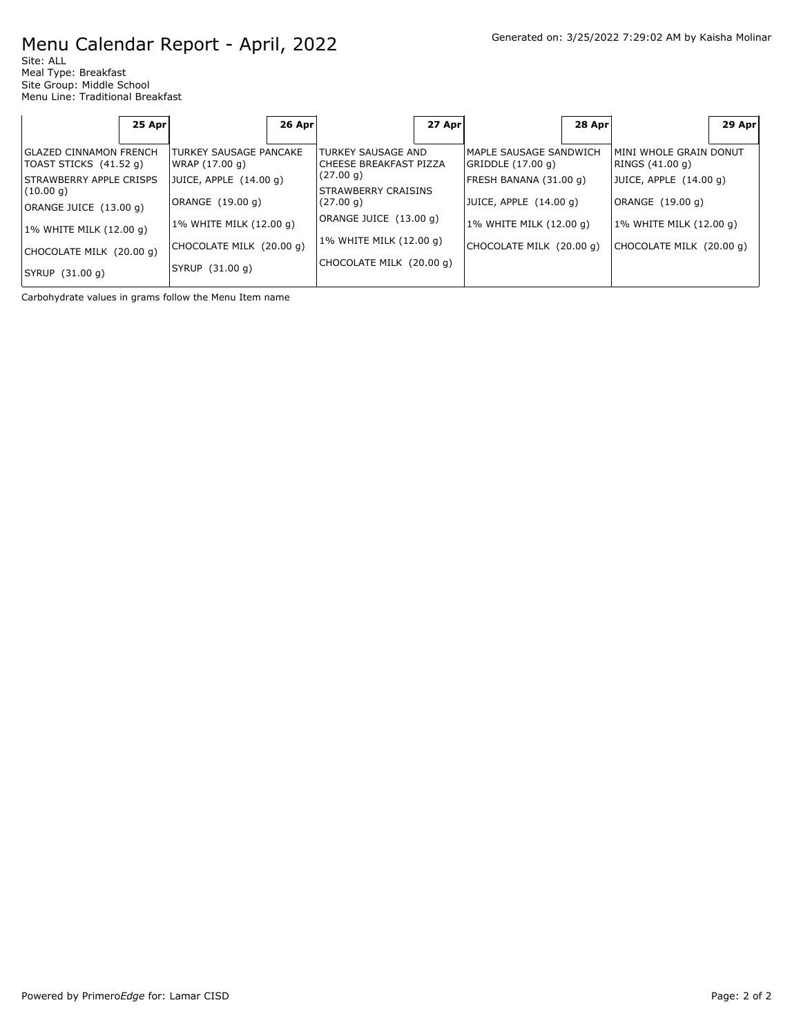# Menu Calendar Report - April, 2022

Generated on: 3/25/2022 7:29:02 AM by Kaisha Molinar

Site: ALL
Meal Type: Breakfast
Site Group: Middle School
Menu Line: Traditional Breakfast

| 25 Apr | 26 Apr | 27 Apr | 28 Apr | 29 Apr |
|---|---|---|---|---|
| GLAZED CINNAMON FRENCH TOAST STICKS (41.52 g)<br>STRAWBERRY APPLE CRISPS (10.00 g)<br>ORANGE JUICE (13.00 g)<br>1% WHITE MILK (12.00 g)<br>CHOCOLATE MILK (20.00 g)<br>SYRUP (31.00 g) | TURKEY SAUSAGE PANCAKE WRAP (17.00 g)<br>JUICE, APPLE (14.00 g)<br>ORANGE (19.00 g)<br>1% WHITE MILK (12.00 g)<br>CHOCOLATE MILK (20.00 g)<br>SYRUP (31.00 g) | TURKEY SAUSAGE AND CHEESE BREAKFAST PIZZA (27.00 g)<br>STRAWBERRY CRAISINS (27.00 g)<br>ORANGE JUICE (13.00 g)<br>1% WHITE MILK (12.00 g)<br>CHOCOLATE MILK (20.00 g) | MAPLE SAUSAGE SANDWICH GRIDDLE (17.00 g)<br>FRESH BANANA (31.00 g)<br>JUICE, APPLE (14.00 g)<br>1% WHITE MILK (12.00 g)<br>CHOCOLATE MILK (20.00 g) | MINI WHOLE GRAIN DONUT RINGS (41.00 g)<br>JUICE, APPLE (14.00 g)<br>ORANGE (19.00 g)<br>1% WHITE MILK (12.00 g)<br>CHOCOLATE MILK (20.00 g) |

Carbohydrate values in grams follow the Menu Item name

Powered by PrimeroEdge for: Lamar CISD